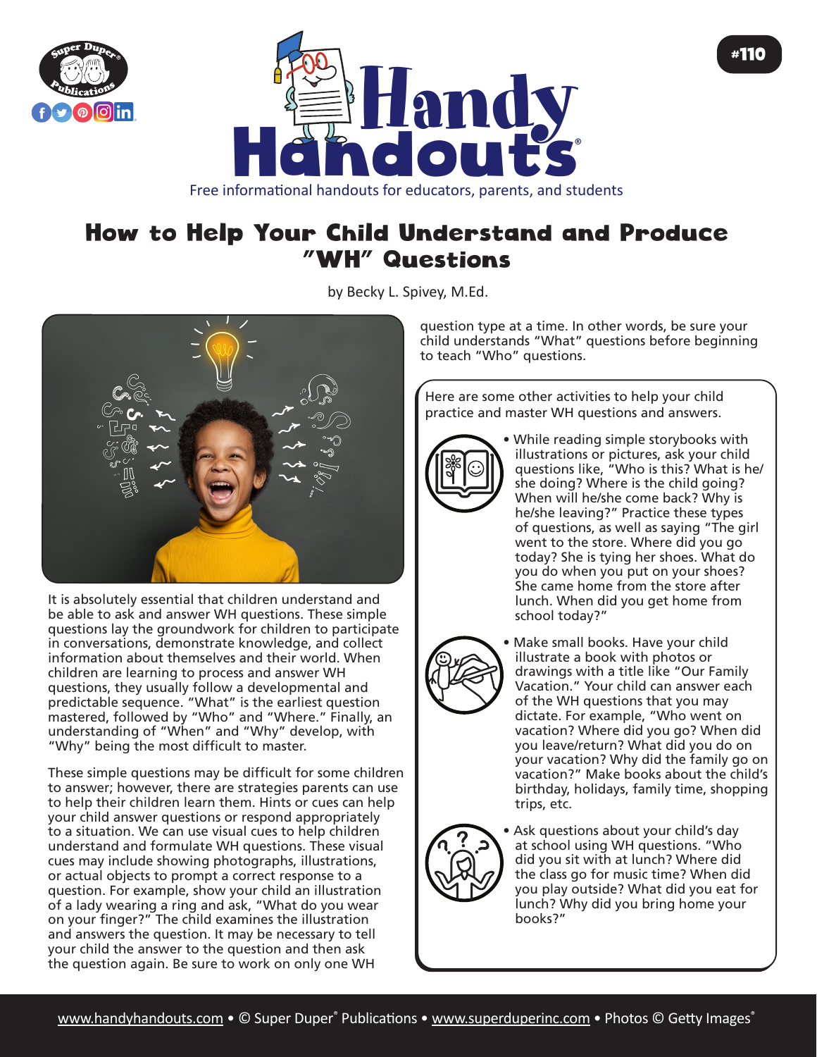#110

# Handy Handouts®

Free informational handouts for educators, parents, and students

## How to Help Your Child Understand and Produce "WH" Questions

by Becky L. Spivey, M.Ed.

It is absolutely essential that children understand and be able to ask and answer WH questions. These simple questions lay the groundwork for children to participate in conversations, demonstrate knowledge, and collect information about themselves and their world. When children are learning to process and answer WH questions, they usually follow a developmental and predictable sequence. "What" is the earliest question mastered, followed by "Who" and "Where." Finally, an understanding of "When" and "Why" develop, with "Why" being the most difficult to master.

These simple questions may be difficult for some children to answer; however, there are strategies parents can use to help their children learn them. Hints or cues can help your child answer questions or respond appropriately to a situation. We can use visual cues to help children understand and formulate WH questions. These visual cues may include showing photographs, illustrations, or actual objects to prompt a correct response to a question. For example, show your child an illustration of a lady wearing a ring and ask, "What do you wear on your finger?" The child examines the illustration and answers the question. It may be necessary to tell your child the answer to the question and then ask the question again. Be sure to work on only one WH question type at a time. In other words, be sure your child understands "What" questions before beginning to teach "Who" questions.

Here are some other activities to help your child practice and master WH questions and answers.

- While reading simple storybooks with illustrations or pictures, ask your child questions like, "Who is this? What is he/she doing? Where is the child going? When will he/she come back? Why is he/she leaving?" Practice these types of questions, as well as saying "The girl went to the store. Where did you go today? She is tying her shoes. What do you do when you put on your shoes? She came home from the store after lunch. When did you get home from school today?"
- Make small books. Have your child illustrate a book with photos or drawings with a title like "Our Family Vacation." Your child can answer each of the WH questions that you may dictate. For example, "Who went on vacation? Where did you go? When did you leave/return? What did you do on your vacation? Why did the family go on vacation?" Make books about the child's birthday, holidays, family time, shopping trips, etc.
- Ask questions about your child's day at school using WH questions. "Who did you sit with at lunch? Where did the class go for music time? When did you play outside? What did you eat for lunch? Why did you bring home your books?"

www.handyhandouts.com • © Super Duper® Publications • www.superduperinc.com • Photos © Getty Images®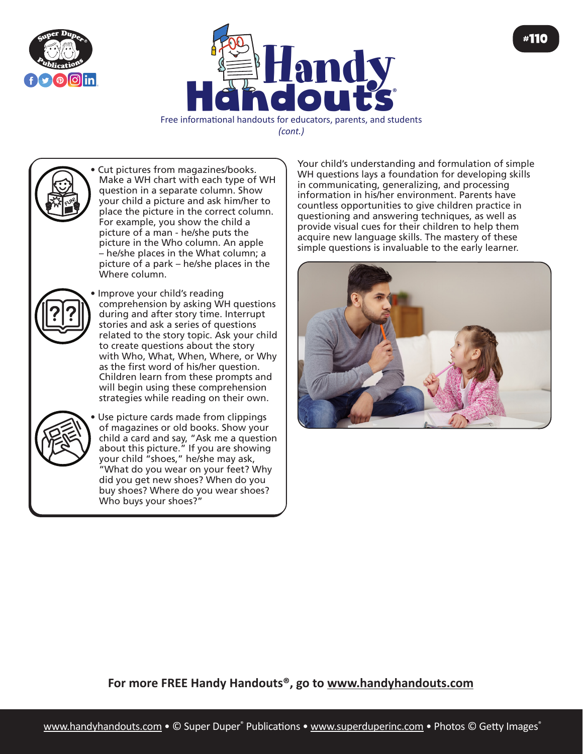*(cont.)*

- Cut pictures from magazines/books. Make a WH chart with each type of WH question in a separate column. Show your child a picture and ask him/her to place the picture in the correct column. For example, you show the child a picture of a man - he/she puts the picture in the Who column. An apple – he/she places in the What column; a picture of a park – he/she places in the Where column.
- Improve your child's reading comprehension by asking WH questions during and after story time. Interrupt stories and ask a series of questions related to the story topic. Ask your child to create questions about the story with Who, What, When, Where, or Why as the first word of his/her question. Children learn from these prompts and will begin using these comprehension strategies while reading on their own.
- Use picture cards made from clippings of magazines or old books. Show your child a card and say, "Ask me a question about this picture." If you are showing your child "shoes," he/she may ask, "What do you wear on your feet? Why did you get new shoes? When do you buy shoes? Where do you wear shoes? Who buys your shoes?"

Your child's understanding and formulation of simple WH questions lays a foundation for developing skills in communicating, generalizing, and processing information in his/her environment. Parents have countless opportunities to give children practice in questioning and answering techniques, as well as provide visual cues for their children to help them acquire new language skills. The mastery of these simple questions is invaluable to the early learner.

**For more FREE Handy Handouts®, go to www.handyhandouts.com**